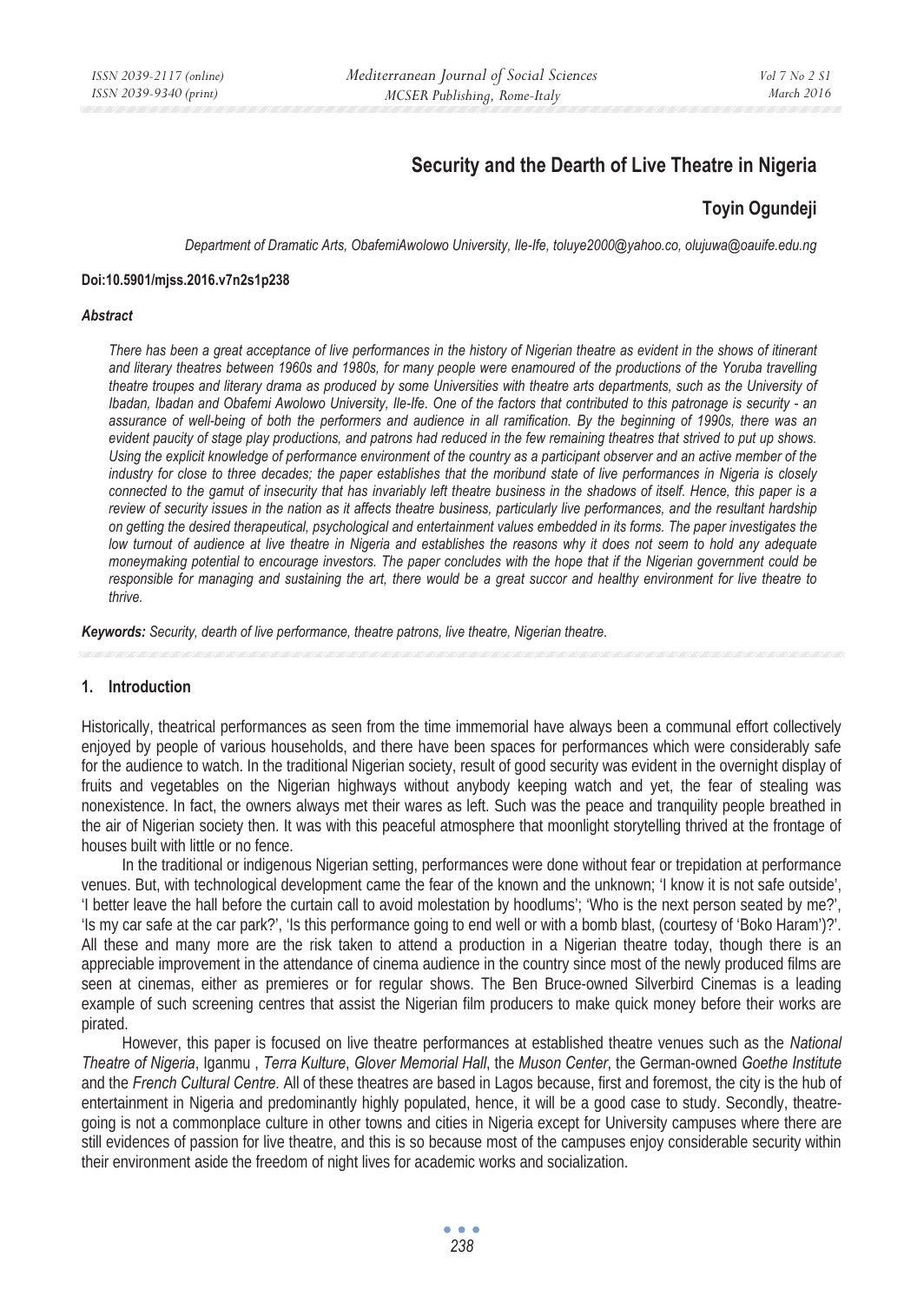# Security and the Dearth of Live Theatre in Nigeria

## Toyin Ogundeji

*Department of Dramatic Arts, ObafemiAwolowo University, Ile-Ife, toluye2000@yahoo.co, olujuwa@oauife.edu.ng*

**Doi:10.5901/mjss.2016.v7n2s1p238**

### *Abstract*

*There has been a great acceptance of live performances in the history of Nigerian theatre as evident in the shows of itinerant and literary theatres between 1960s and 1980s, for many people were enamoured of the productions of the Yoruba travelling theatre troupes and literary drama as produced by some Universities with theatre arts departments, such as the University of Ibadan, Ibadan and Obafemi Awolowo University, Ile-Ife. One of the factors that contributed to this patronage is security - an assurance of well-being of both the performers and audience in all ramification. By the beginning of 1990s, there was an evident paucity of stage play productions, and patrons had reduced in the few remaining theatres that strived to put up shows. Using the explicit knowledge of performance environment of the country as a participant observer and an active member of the industry for close to three decades; the paper establishes that the moribund state of live performances in Nigeria is closely connected to the gamut of insecurity that has invariably left theatre business in the shadows of itself. Hence, this paper is a review of security issues in the nation as it affects theatre business, particularly live performances, and the resultant hardship on getting the desired therapeutical, psychological and entertainment values embedded in its forms. The paper investigates the low turnout of audience at live theatre in Nigeria and establishes the reasons why it does not seem to hold any adequate moneymaking potential to encourage investors. The paper concludes with the hope that if the Nigerian government could be responsible for managing and sustaining the art, there would be a great succor and healthy environment for live theatre to thrive.*

***Keywords:*** *Security, dearth of live performance, theatre patrons, live theatre, Nigerian theatre.*

## 1. Introduction

Historically, theatrical performances as seen from the time immemorial have always been a communal effort collectively enjoyed by people of various households, and there have been spaces for performances which were considerably safe for the audience to watch. In the traditional Nigerian society, result of good security was evident in the overnight display of fruits and vegetables on the Nigerian highways without anybody keeping watch and yet, the fear of stealing was nonexistence. In fact, the owners always met their wares as left. Such was the peace and tranquility people breathed in the air of Nigerian society then. It was with this peaceful atmosphere that moonlight storytelling thrived at the frontage of houses built with little or no fence.

In the traditional or indigenous Nigerian setting, performances were done without fear or trepidation at performance venues. But, with technological development came the fear of the known and the unknown; 'I know it is not safe outside', 'I better leave the hall before the curtain call to avoid molestation by hoodlums'; 'Who is the next person seated by me?', 'Is my car safe at the car park?', 'Is this performance going to end well or with a bomb blast, (courtesy of 'Boko Haram')?'. All these and many more are the risk taken to attend a production in a Nigerian theatre today, though there is an appreciable improvement in the attendance of cinema audience in the country since most of the newly produced films are seen at cinemas, either as premieres or for regular shows. The Ben Bruce-owned Silverbird Cinemas is a leading example of such screening centres that assist the Nigerian film producers to make quick money before their works are pirated.

However, this paper is focused on live theatre performances at established theatre venues such as the *National Theatre of Nigeria*, Iganmu , *Terra Kulture*, *Glover Memorial Hall*, the *Muson Center*, the German-owned *Goethe Institute* and the *French Cultural Centre.* All of these theatres are based in Lagos because, first and foremost, the city is the hub of entertainment in Nigeria and predominantly highly populated, hence, it will be a good case to study. Secondly, theatre-going is not a commonplace culture in other towns and cities in Nigeria except for University campuses where there are still evidences of passion for live theatre, and this is so because most of the campuses enjoy considerable security within their environment aside the freedom of night lives for academic works and socialization.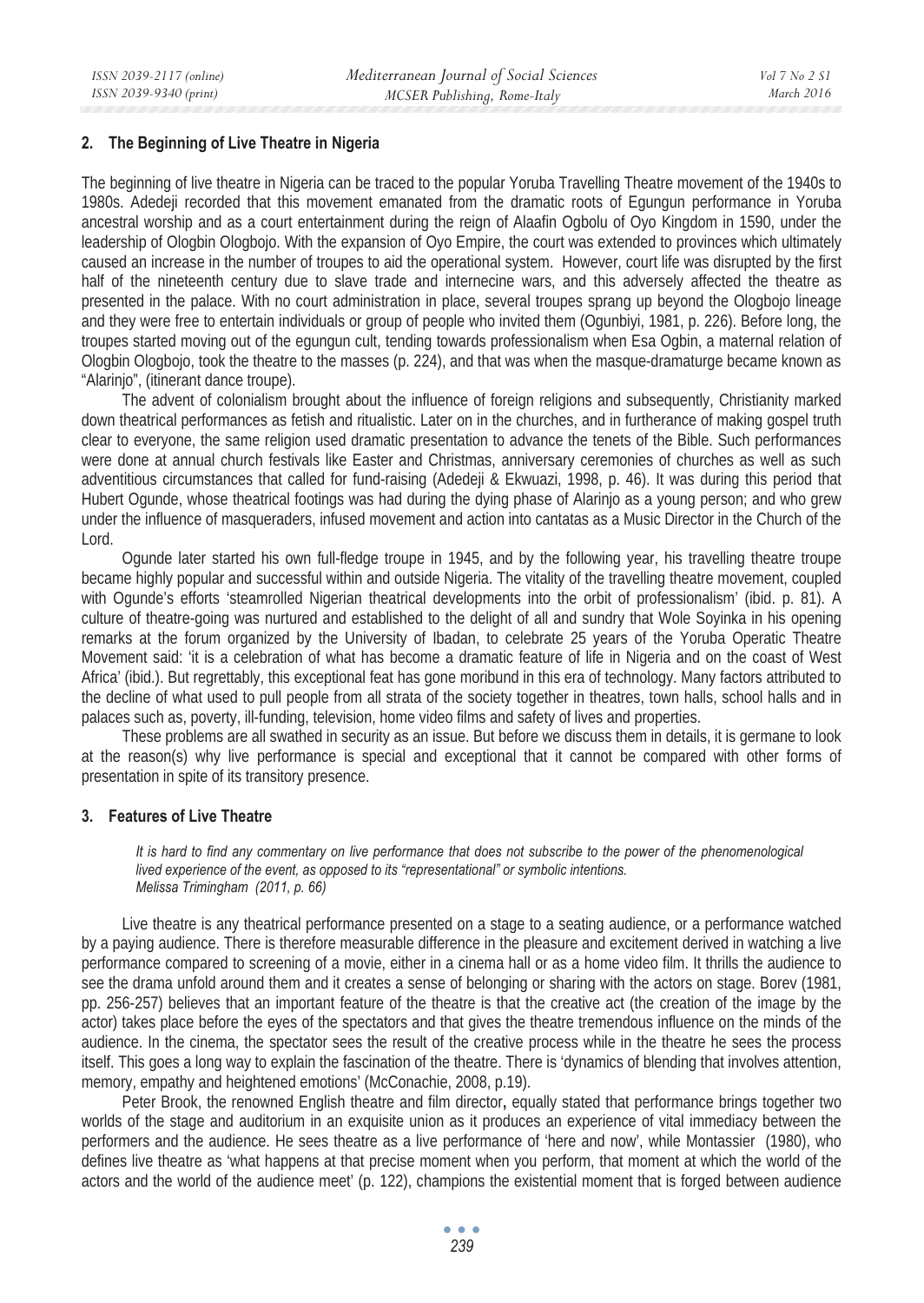## 2. The Beginning of Live Theatre in Nigeria

The beginning of live theatre in Nigeria can be traced to the popular Yoruba Travelling Theatre movement of the 1940s to 1980s. Adedeji recorded that this movement emanated from the dramatic roots of Egungun performance in Yoruba ancestral worship and as a court entertainment during the reign of Alaafin Ogbolu of Oyo Kingdom in 1590, under the leadership of Ologbin Ologbojo. With the expansion of Oyo Empire, the court was extended to provinces which ultimately caused an increase in the number of troupes to aid the operational system. However, court life was disrupted by the first half of the nineteenth century due to slave trade and internecine wars, and this adversely affected the theatre as presented in the palace. With no court administration in place, several troupes sprang up beyond the Ologbojo lineage and they were free to entertain individuals or group of people who invited them (Ogunbiyi, 1981, p. 226). Before long, the troupes started moving out of the egungun cult, tending towards professionalism when Esa Ogbin, a maternal relation of Ologbin Ologbojo, took the theatre to the masses (p. 224), and that was when the masque-dramaturge became known as "Alarinjo", (itinerant dance troupe).

The advent of colonialism brought about the influence of foreign religions and subsequently, Christianity marked down theatrical performances as fetish and ritualistic. Later on in the churches, and in furtherance of making gospel truth clear to everyone, the same religion used dramatic presentation to advance the tenets of the Bible. Such performances were done at annual church festivals like Easter and Christmas, anniversary ceremonies of churches as well as such adventitious circumstances that called for fund-raising (Adedeji & Ekwuazi, 1998, p. 46). It was during this period that Hubert Ogunde, whose theatrical footings was had during the dying phase of Alarinjo as a young person; and who grew under the influence of masqueraders, infused movement and action into cantatas as a Music Director in the Church of the Lord.

Ogunde later started his own full-fledge troupe in 1945, and by the following year, his travelling theatre troupe became highly popular and successful within and outside Nigeria. The vitality of the travelling theatre movement, coupled with Ogunde's efforts 'steamrolled Nigerian theatrical developments into the orbit of professionalism' (ibid. p. 81). A culture of theatre-going was nurtured and established to the delight of all and sundry that Wole Soyinka in his opening remarks at the forum organized by the University of Ibadan, to celebrate 25 years of the Yoruba Operatic Theatre Movement said: 'it is a celebration of what has become a dramatic feature of life in Nigeria and on the coast of West Africa' (ibid.). But regrettably, this exceptional feat has gone moribund in this era of technology. Many factors attributed to the decline of what used to pull people from all strata of the society together in theatres, town halls, school halls and in palaces such as, poverty, ill-funding, television, home video films and safety of lives and properties.

These problems are all swathed in security as an issue. But before we discuss them in details, it is germane to look at the reason(s) why live performance is special and exceptional that it cannot be compared with other forms of presentation in spite of its transitory presence.

## 3. Features of Live Theatre

> *It is hard to find any commentary on live performance that does not subscribe to the power of the phenomenological lived experience of the event, as opposed to its "representational" or symbolic intentions.*
> *Melissa Trimingham (2011, p. 66)*

Live theatre is any theatrical performance presented on a stage to a seating audience, or a performance watched by a paying audience. There is therefore measurable difference in the pleasure and excitement derived in watching a live performance compared to screening of a movie, either in a cinema hall or as a home video film. It thrills the audience to see the drama unfold around them and it creates a sense of belonging or sharing with the actors on stage. Borev (1981, pp. 256-257) believes that an important feature of the theatre is that the creative act (the creation of the image by the actor) takes place before the eyes of the spectators and that gives the theatre tremendous influence on the minds of the audience. In the cinema, the spectator sees the result of the creative process while in the theatre he sees the process itself. This goes a long way to explain the fascination of the theatre. There is 'dynamics of blending that involves attention, memory, empathy and heightened emotions' (McConachie, 2008, p.19).

Peter Brook, the renowned English theatre and film director**,** equally stated that performance brings together two worlds of the stage and auditorium in an exquisite union as it produces an experience of vital immediacy between the performers and the audience. He sees theatre as a live performance of 'here and now', while Montassier (1980), who defines live theatre as 'what happens at that precise moment when you perform, that moment at which the world of the actors and the world of the audience meet' (p. 122), champions the existential moment that is forged between audience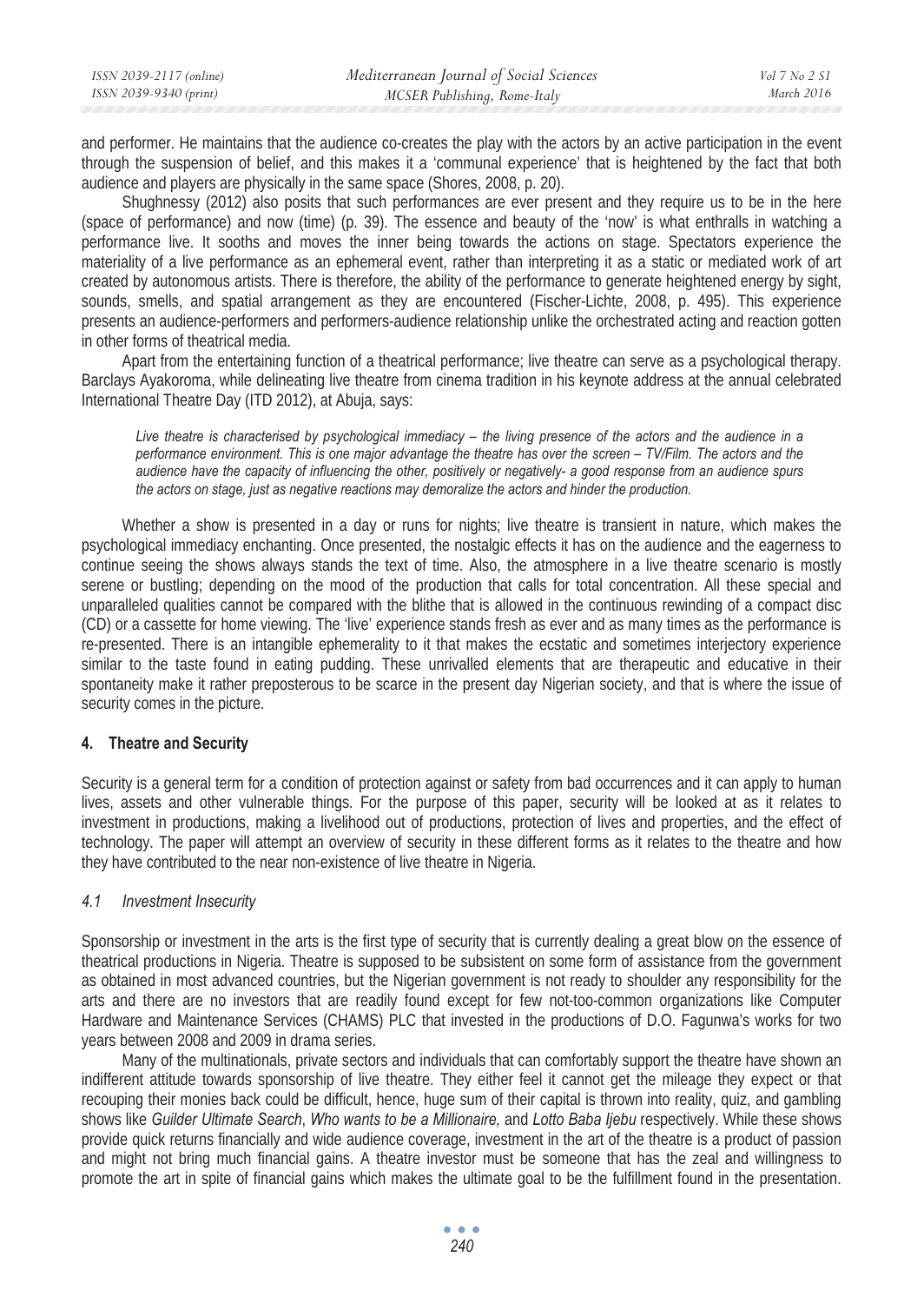and performer. He maintains that the audience co-creates the play with the actors by an active participation in the event through the suspension of belief, and this makes it a 'communal experience' that is heightened by the fact that both audience and players are physically in the same space (Shores, 2008, p. 20).

Shughnessy (2012) also posits that such performances are ever present and they require us to be in the here (space of performance) and now (time) (p. 39). The essence and beauty of the 'now' is what enthralls in watching a performance live. It sooths and moves the inner being towards the actions on stage. Spectators experience the materiality of a live performance as an ephemeral event, rather than interpreting it as a static or mediated work of art created by autonomous artists. There is therefore, the ability of the performance to generate heightened energy by sight, sounds, smells, and spatial arrangement as they are encountered (Fischer-Lichte, 2008, p. 495). This experience presents an audience-performers and performers-audience relationship unlike the orchestrated acting and reaction gotten in other forms of theatrical media.

Apart from the entertaining function of a theatrical performance; live theatre can serve as a psychological therapy. Barclays Ayakoroma, while delineating live theatre from cinema tradition in his keynote address at the annual celebrated International Theatre Day (ITD 2012), at Abuja, says:

> *Live theatre is characterised by psychological immediacy – the living presence of the actors and the audience in a performance environment. This is one major advantage the theatre has over the screen – TV/Film. The actors and the audience have the capacity of influencing the other, positively or negatively- a good response from an audience spurs the actors on stage, just as negative reactions may demoralize the actors and hinder the production.*

Whether a show is presented in a day or runs for nights; live theatre is transient in nature, which makes the psychological immediacy enchanting. Once presented, the nostalgic effects it has on the audience and the eagerness to continue seeing the shows always stands the text of time. Also, the atmosphere in a live theatre scenario is mostly serene or bustling; depending on the mood of the production that calls for total concentration. All these special and unparalleled qualities cannot be compared with the blithe that is allowed in the continuous rewinding of a compact disc (CD) or a cassette for home viewing. The 'live' experience stands fresh as ever and as many times as the performance is re-presented. There is an intangible ephemerality to it that makes the ecstatic and sometimes interjectory experience similar to the taste found in eating pudding. These unrivalled elements that are therapeutic and educative in their spontaneity make it rather preposterous to be scarce in the present day Nigerian society, and that is where the issue of security comes in the picture.

## 4. Theatre and Security

Security is a general term for a condition of protection against or safety from bad occurrences and it can apply to human lives, assets and other vulnerable things. For the purpose of this paper, security will be looked at as it relates to investment in productions, making a livelihood out of productions, protection of lives and properties, and the effect of technology. The paper will attempt an overview of security in these different forms as it relates to the theatre and how they have contributed to the near non-existence of live theatre in Nigeria.

### *4.1 Investment Insecurity*

Sponsorship or investment in the arts is the first type of security that is currently dealing a great blow on the essence of theatrical productions in Nigeria. Theatre is supposed to be subsistent on some form of assistance from the government as obtained in most advanced countries, but the Nigerian government is not ready to shoulder any responsibility for the arts and there are no investors that are readily found except for few not-too-common organizations like Computer Hardware and Maintenance Services (CHAMS) PLC that invested in the productions of D.O. Fagunwa's works for two years between 2008 and 2009 in drama series.

Many of the multinationals, private sectors and individuals that can comfortably support the theatre have shown an indifferent attitude towards sponsorship of live theatre. They either feel it cannot get the mileage they expect or that recouping their monies back could be difficult, hence, huge sum of their capital is thrown into reality, quiz, and gambling shows like *Guilder Ultimate Search*, *Who wants to be a Millionaire,* and *Lotto Baba Ijebu* respectively. While these shows provide quick returns financially and wide audience coverage, investment in the art of the theatre is a product of passion and might not bring much financial gains. A theatre investor must be someone that has the zeal and willingness to promote the art in spite of financial gains which makes the ultimate goal to be the fulfillment found in the presentation.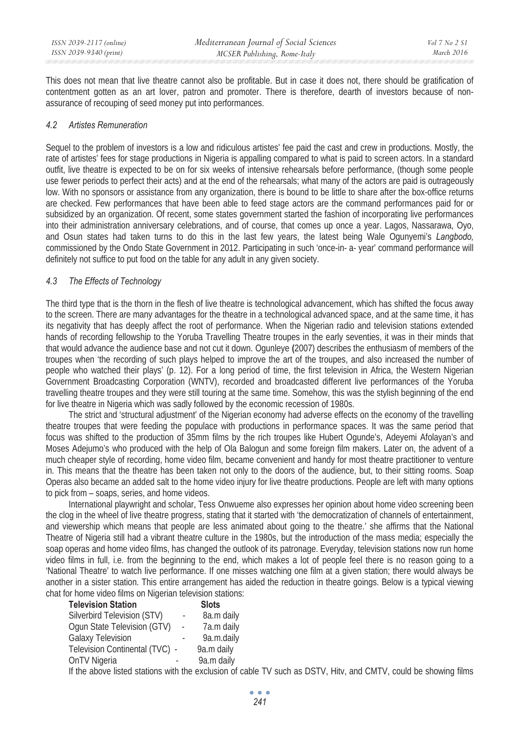This does not mean that live theatre cannot also be profitable. But in case it does not, there should be gratification of contentment gotten as an art lover, patron and promoter. There is therefore, dearth of investors because of non-assurance of recouping of seed money put into performances.

### *4.2 Artistes Remuneration*

Sequel to the problem of investors is a low and ridiculous artistes' fee paid the cast and crew in productions. Mostly, the rate of artistes' fees for stage productions in Nigeria is appalling compared to what is paid to screen actors. In a standard outfit, live theatre is expected to be on for six weeks of intensive rehearsals before performance, (though some people use fewer periods to perfect their acts) and at the end of the rehearsals; what many of the actors are paid is outrageously low. With no sponsors or assistance from any organization, there is bound to be little to share after the box-office returns are checked. Few performances that have been able to feed stage actors are the command performances paid for or subsidized by an organization. Of recent, some states government started the fashion of incorporating live performances into their administration anniversary celebrations, and of course, that comes up once a year. Lagos, Nassarawa, Oyo, and Osun states had taken turns to do this in the last few years, the latest being Wale Ogunyemi's *Langbodo,* commissioned by the Ondo State Government in 2012. Participating in such 'once-in- a- year' command performance will definitely not suffice to put food on the table for any adult in any given society.

### *4.3 The Effects of Technology*

The third type that is the thorn in the flesh of live theatre is technological advancement, which has shifted the focus away to the screen. There are many advantages for the theatre in a technological advanced space, and at the same time, it has its negativity that has deeply affect the root of performance. When the Nigerian radio and television stations extended hands of recording fellowship to the Yoruba Travelling Theatre troupes in the early seventies, it was in their minds that that would advance the audience base and not cut it down. Ogunleye **(**2007) describes the enthusiasm of members of the troupes when 'the recording of such plays helped to improve the art of the troupes, and also increased the number of people who watched their plays' (p. 12). For a long period of time, the first television in Africa, the Western Nigerian Government Broadcasting Corporation (WNTV), recorded and broadcasted different live performances of the Yoruba travelling theatre troupes and they were still touring at the same time. Somehow, this was the stylish beginning of the end for live theatre in Nigeria which was sadly followed by the economic recession of 1980s.

The strict and 'structural adjustment' of the Nigerian economy had adverse effects on the economy of the travelling theatre troupes that were feeding the populace with productions in performance spaces. It was the same period that focus was shifted to the production of 35mm films by the rich troupes like Hubert Ogunde's, Adeyemi Afolayan's and Moses Adejumo's who produced with the help of Ola Balogun and some foreign film makers. Later on, the advent of a much cheaper style of recording, home video film, became convenient and handy for most theatre practitioner to venture in. This means that the theatre has been taken not only to the doors of the audience, but, to their sitting rooms. Soap Operas also became an added salt to the home video injury for live theatre productions. People are left with many options to pick from – soaps, series, and home videos.

International playwright and scholar, Tess Onwueme also expresses her opinion about home video screening been the clog in the wheel of live theatre progress, stating that it started with 'the democratization of channels of entertainment, and viewership which means that people are less animated about going to the theatre.' she affirms that the National Theatre of Nigeria still had a vibrant theatre culture in the 1980s, but the introduction of the mass media; especially the soap operas and home video films, has changed the outlook of its patronage. Everyday, television stations now run home video films in full, i.e. from the beginning to the end, which makes a lot of people feel there is no reason going to a 'National Theatre' to watch live performance. If one misses watching one film at a given station; there would always be another in a sister station. This entire arrangement has aided the reduction in theatre goings. Below is a typical viewing chat for home video films on Nigerian television stations:

| **Television Station** | | **Slots** |
|---|---|---|
| Silverbird Television (STV) | - | 8a.m daily |
| Ogun State Television (GTV) | - | 7a.m daily |
| Galaxy Television | - | 9a.m.daily |
| Television Continental (TVC) | - | 9a.m daily |
| OnTV Nigeria | - | 9a.m daily |

If the above listed stations with the exclusion of cable TV such as DSTV, Hitv, and CMTV, could be showing films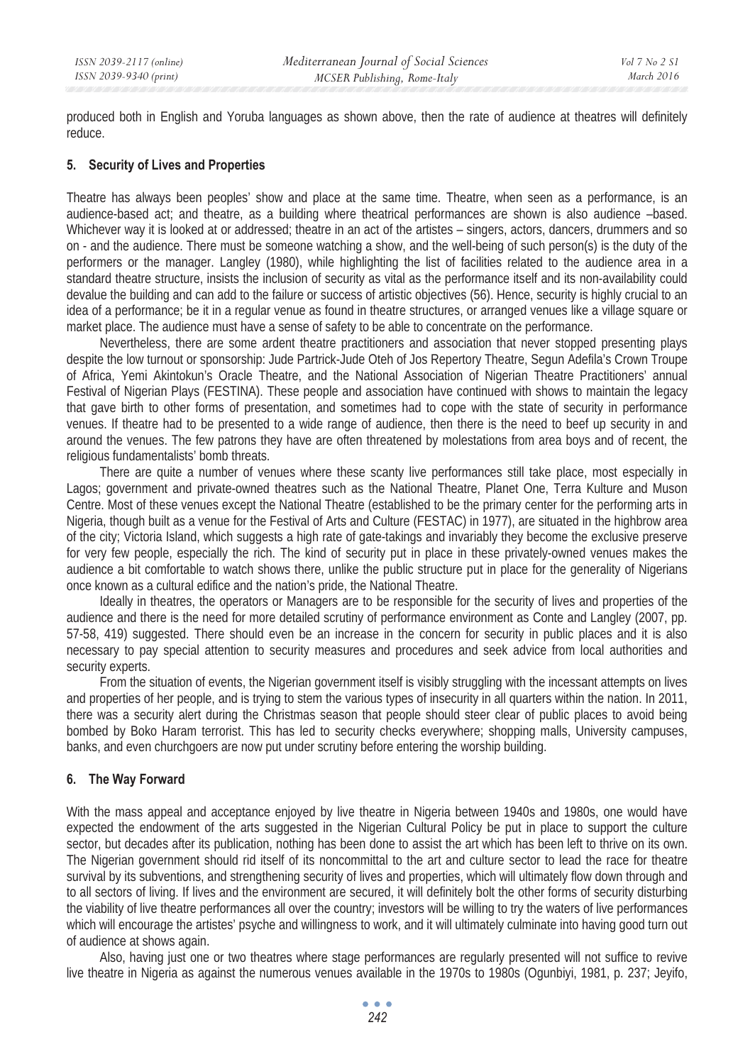produced both in English and Yoruba languages as shown above, then the rate of audience at theatres will definitely reduce.

## 5. Security of Lives and Properties

Theatre has always been peoples' show and place at the same time. Theatre, when seen as a performance, is an audience-based act; and theatre, as a building where theatrical performances are shown is also audience –based. Whichever way it is looked at or addressed; theatre in an act of the artistes – singers, actors, dancers, drummers and so on - and the audience. There must be someone watching a show, and the well-being of such person(s) is the duty of the performers or the manager. Langley (1980), while highlighting the list of facilities related to the audience area in a standard theatre structure, insists the inclusion of security as vital as the performance itself and its non-availability could devalue the building and can add to the failure or success of artistic objectives (56). Hence, security is highly crucial to an idea of a performance; be it in a regular venue as found in theatre structures, or arranged venues like a village square or market place. The audience must have a sense of safety to be able to concentrate on the performance.

Nevertheless, there are some ardent theatre practitioners and association that never stopped presenting plays despite the low turnout or sponsorship: Jude Partrick-Jude Oteh of Jos Repertory Theatre, Segun Adefila's Crown Troupe of Africa, Yemi Akintokun's Oracle Theatre, and the National Association of Nigerian Theatre Practitioners' annual Festival of Nigerian Plays (FESTINA). These people and association have continued with shows to maintain the legacy that gave birth to other forms of presentation, and sometimes had to cope with the state of security in performance venues. If theatre had to be presented to a wide range of audience, then there is the need to beef up security in and around the venues. The few patrons they have are often threatened by molestations from area boys and of recent, the religious fundamentalists' bomb threats.

There are quite a number of venues where these scanty live performances still take place, most especially in Lagos; government and private-owned theatres such as the National Theatre, Planet One, Terra Kulture and Muson Centre. Most of these venues except the National Theatre (established to be the primary center for the performing arts in Nigeria, though built as a venue for the Festival of Arts and Culture (FESTAC) in 1977), are situated in the highbrow area of the city; Victoria Island, which suggests a high rate of gate-takings and invariably they become the exclusive preserve for very few people, especially the rich. The kind of security put in place in these privately-owned venues makes the audience a bit comfortable to watch shows there, unlike the public structure put in place for the generality of Nigerians once known as a cultural edifice and the nation's pride, the National Theatre.

Ideally in theatres, the operators or Managers are to be responsible for the security of lives and properties of the audience and there is the need for more detailed scrutiny of performance environment as Conte and Langley (2007, pp. 57-58, 419) suggested. There should even be an increase in the concern for security in public places and it is also necessary to pay special attention to security measures and procedures and seek advice from local authorities and security experts.

From the situation of events, the Nigerian government itself is visibly struggling with the incessant attempts on lives and properties of her people, and is trying to stem the various types of insecurity in all quarters within the nation. In 2011, there was a security alert during the Christmas season that people should steer clear of public places to avoid being bombed by Boko Haram terrorist. This has led to security checks everywhere; shopping malls, University campuses, banks, and even churchgoers are now put under scrutiny before entering the worship building.

## 6. The Way Forward

With the mass appeal and acceptance enjoyed by live theatre in Nigeria between 1940s and 1980s, one would have expected the endowment of the arts suggested in the Nigerian Cultural Policy be put in place to support the culture sector, but decades after its publication, nothing has been done to assist the art which has been left to thrive on its own. The Nigerian government should rid itself of its noncommittal to the art and culture sector to lead the race for theatre survival by its subventions, and strengthening security of lives and properties, which will ultimately flow down through and to all sectors of living. If lives and the environment are secured, it will definitely bolt the other forms of security disturbing the viability of live theatre performances all over the country; investors will be willing to try the waters of live performances which will encourage the artistes' psyche and willingness to work, and it will ultimately culminate into having good turn out of audience at shows again.

Also, having just one or two theatres where stage performances are regularly presented will not suffice to revive live theatre in Nigeria as against the numerous venues available in the 1970s to 1980s (Ogunbiyi, 1981, p. 237; Jeyifo,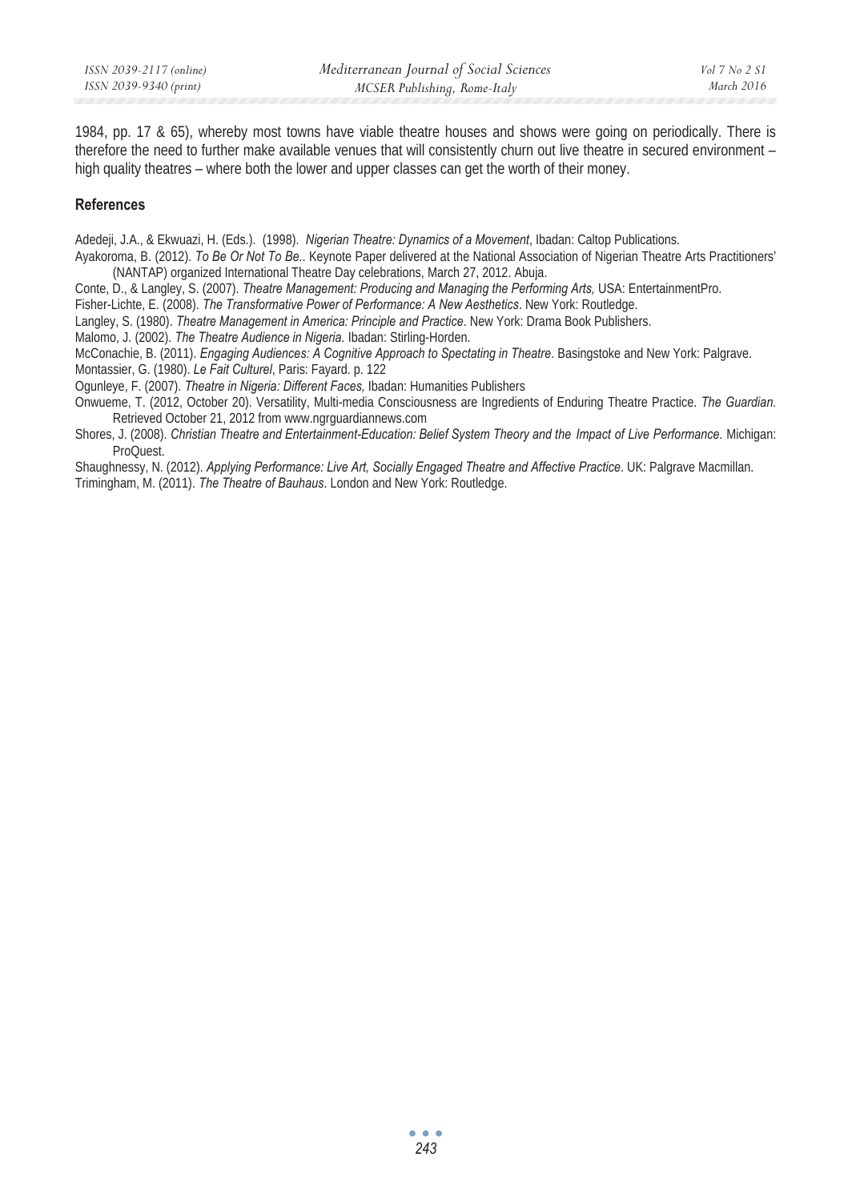1984, pp. 17 & 65), whereby most towns have viable theatre houses and shows were going on periodically. There is therefore the need to further make available venues that will consistently churn out live theatre in secured environment – high quality theatres – where both the lower and upper classes can get the worth of their money.

## References

Adedeji, J.A., & Ekwuazi, H. (Eds.). (1998). *Nigerian Theatre: Dynamics of a Movement*, Ibadan: Caltop Publications.

Ayakoroma, B. (2012). *To Be Or Not To Be..* Keynote Paper delivered at the National Association of Nigerian Theatre Arts Practitioners' (NANTAP) organized International Theatre Day celebrations, March 27, 2012. Abuja.

Conte, D., & Langley, S. (2007). *Theatre Management: Producing and Managing the Performing Arts,* USA: EntertainmentPro.

Fisher-Lichte, E. (2008). *The Transformative Power of Performance: A New Aesthetics*. New York: Routledge.

Langley, S. (1980). *Theatre Management in America: Principle and Practice*. New York: Drama Book Publishers.

Malomo, J. (2002). *The Theatre Audience in Nigeria.* Ibadan: Stirling-Horden.

McConachie, B. (2011). *Engaging Audiences: A Cognitive Approach to Spectating in Theatre*. Basingstoke and New York: Palgrave.

Montassier, G. (1980). *Le Fait Culturel*, Paris: Fayard. p. 122

Ogunleye, F. (2007). *Theatre in Nigeria: Different Faces,* Ibadan: Humanities Publishers

Onwueme, T. (2012, October 20). Versatility, Multi-media Consciousness are Ingredients of Enduring Theatre Practice. *The Guardian*. Retrieved October 21, 2012 from www.ngrguardiannews.com

Shores, J. (2008). *Christian Theatre and Entertainment-Education: Belief System Theory and the Impact of Live Performance.* Michigan: ProQuest.

Shaughnessy, N. (2012). *Applying Performance: Live Art, Socially Engaged Theatre and Affective Practice*. UK: Palgrave Macmillan.

Trimingham, M. (2011). *The Theatre of Bauhaus*. London and New York: Routledge.